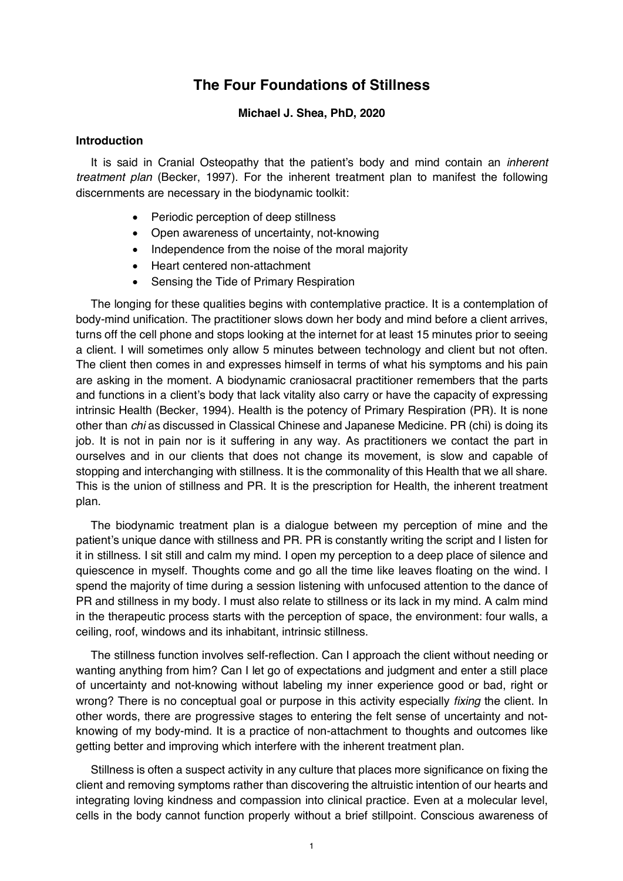# The Four Foundations of Stillness

**Michael J. Shea, PhD, 2020**

### Introduction

It is said in Cranial Osteopathy that the patient's body and mind contain an *inherent treatment plan* (Becker, 1997). For the inherent treatment plan to manifest the following discernments are necessary in the biodynamic toolkit:

- Periodic perception of deep stillness
- Open awareness of uncertainty, not-knowing
- Independence from the noise of the moral majority
- Heart centered non-attachment
- Sensing the Tide of Primary Respiration

The longing for these qualities begins with contemplative practice. It is a contemplation of body-mind unification. The practitioner slows down her body and mind before a client arrives, turns off the cell phone and stops looking at the internet for at least 15 minutes prior to seeing a client. I will sometimes only allow 5 minutes between technology and client but not often. The client then comes in and expresses himself in terms of what his symptoms and his pain are asking in the moment. A biodynamic craniosacral practitioner remembers that the parts and functions in a client's body that lack vitality also carry or have the capacity of expressing intrinsic Health (Becker, 1994). Health is the potency of Primary Respiration (PR). It is none other than *chi* as discussed in Classical Chinese and Japanese Medicine. PR (chi) is doing its job. It is not in pain nor is it suffering in any way. As practitioners we contact the part in ourselves and in our clients that does not change its movement, is slow and capable of stopping and interchanging with stillness. It is the commonality of this Health that we all share. This is the union of stillness and PR. It is the prescription for Health, the inherent treatment plan.

The biodynamic treatment plan is a dialogue between my perception of mine and the patient's unique dance with stillness and PR. PR is constantly writing the script and I listen for it in stillness. I sit still and calm my mind. I open my perception to a deep place of silence and quiescence in myself. Thoughts come and go all the time like leaves floating on the wind. I spend the majority of time during a session listening with unfocused attention to the dance of PR and stillness in my body. I must also relate to stillness or its lack in my mind. A calm mind in the therapeutic process starts with the perception of space, the environment: four walls, a ceiling, roof, windows and its inhabitant, intrinsic stillness.

The stillness function involves self-reflection. Can I approach the client without needing or wanting anything from him? Can I let go of expectations and judgment and enter a still place of uncertainty and not-knowing without labeling my inner experience good or bad, right or wrong? There is no conceptual goal or purpose in this activity especially *fixing* the client. In other words, there are progressive stages to entering the felt sense of uncertainty and not-knowing of my body-mind. It is a practice of non-attachment to thoughts and outcomes like getting better and improving which interfere with the inherent treatment plan.

Stillness is often a suspect activity in any culture that places more significance on fixing the client and removing symptoms rather than discovering the altruistic intention of our hearts and integrating loving kindness and compassion into clinical practice. Even at a molecular level, cells in the body cannot function properly without a brief stillpoint. Conscious awareness of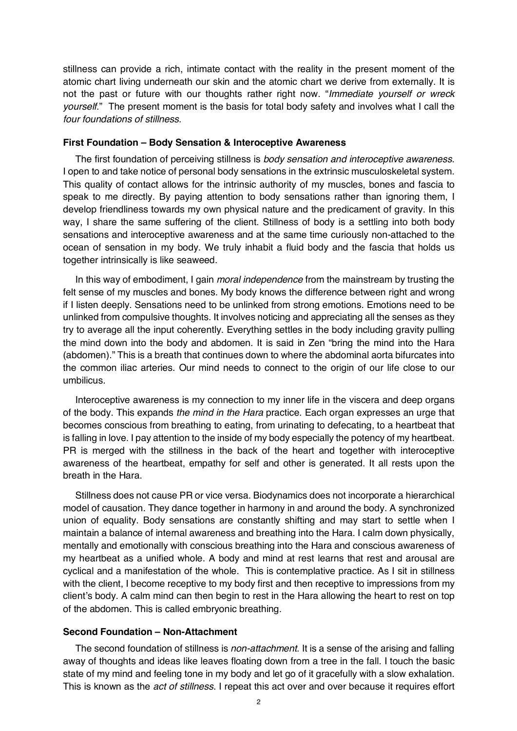stillness can provide a rich, intimate contact with the reality in the present moment of the atomic chart living underneath our skin and the atomic chart we derive from externally. It is not the past or future with our thoughts rather right now. "*Immediate yourself or wreck yourself*." The present moment is the basis for total body safety and involves what I call the *four foundations of stillness*.

### First Foundation – Body Sensation & Interoceptive Awareness

The first foundation of perceiving stillness is *body sensation and interoceptive awareness*. I open to and take notice of personal body sensations in the extrinsic musculoskeletal system. This quality of contact allows for the intrinsic authority of my muscles, bones and fascia to speak to me directly. By paying attention to body sensations rather than ignoring them, I develop friendliness towards my own physical nature and the predicament of gravity. In this way, I share the same suffering of the client. Stillness of body is a settling into both body sensations and interoceptive awareness and at the same time curiously non-attached to the ocean of sensation in my body. We truly inhabit a fluid body and the fascia that holds us together intrinsically is like seaweed.

In this way of embodiment, I gain *moral independence* from the mainstream by trusting the felt sense of my muscles and bones. My body knows the difference between right and wrong if I listen deeply. Sensations need to be unlinked from strong emotions. Emotions need to be unlinked from compulsive thoughts. It involves noticing and appreciating all the senses as they try to average all the input coherently. Everything settles in the body including gravity pulling the mind down into the body and abdomen. It is said in Zen "bring the mind into the Hara (abdomen)." This is a breath that continues down to where the abdominal aorta bifurcates into the common iliac arteries. Our mind needs to connect to the origin of our life close to our umbilicus.

Interoceptive awareness is my connection to my inner life in the viscera and deep organs of the body. This expands *the mind in the Hara* practice. Each organ expresses an urge that becomes conscious from breathing to eating, from urinating to defecating, to a heartbeat that is falling in love. I pay attention to the inside of my body especially the potency of my heartbeat. PR is merged with the stillness in the back of the heart and together with interoceptive awareness of the heartbeat, empathy for self and other is generated. It all rests upon the breath in the Hara.

Stillness does not cause PR or vice versa. Biodynamics does not incorporate a hierarchical model of causation. They dance together in harmony in and around the body. A synchronized union of equality. Body sensations are constantly shifting and may start to settle when I maintain a balance of internal awareness and breathing into the Hara. I calm down physically, mentally and emotionally with conscious breathing into the Hara and conscious awareness of my heartbeat as a unified whole. A body and mind at rest learns that rest and arousal are cyclical and a manifestation of the whole. This is contemplative practice. As I sit in stillness with the client, I become receptive to my body first and then receptive to impressions from my client's body. A calm mind can then begin to rest in the Hara allowing the heart to rest on top of the abdomen. This is called embryonic breathing.

### Second Foundation – Non-Attachment

The second foundation of stillness is *non-attachment*. It is a sense of the arising and falling away of thoughts and ideas like leaves floating down from a tree in the fall. I touch the basic state of my mind and feeling tone in my body and let go of it gracefully with a slow exhalation. This is known as the *act of stillness*. I repeat this act over and over because it requires effort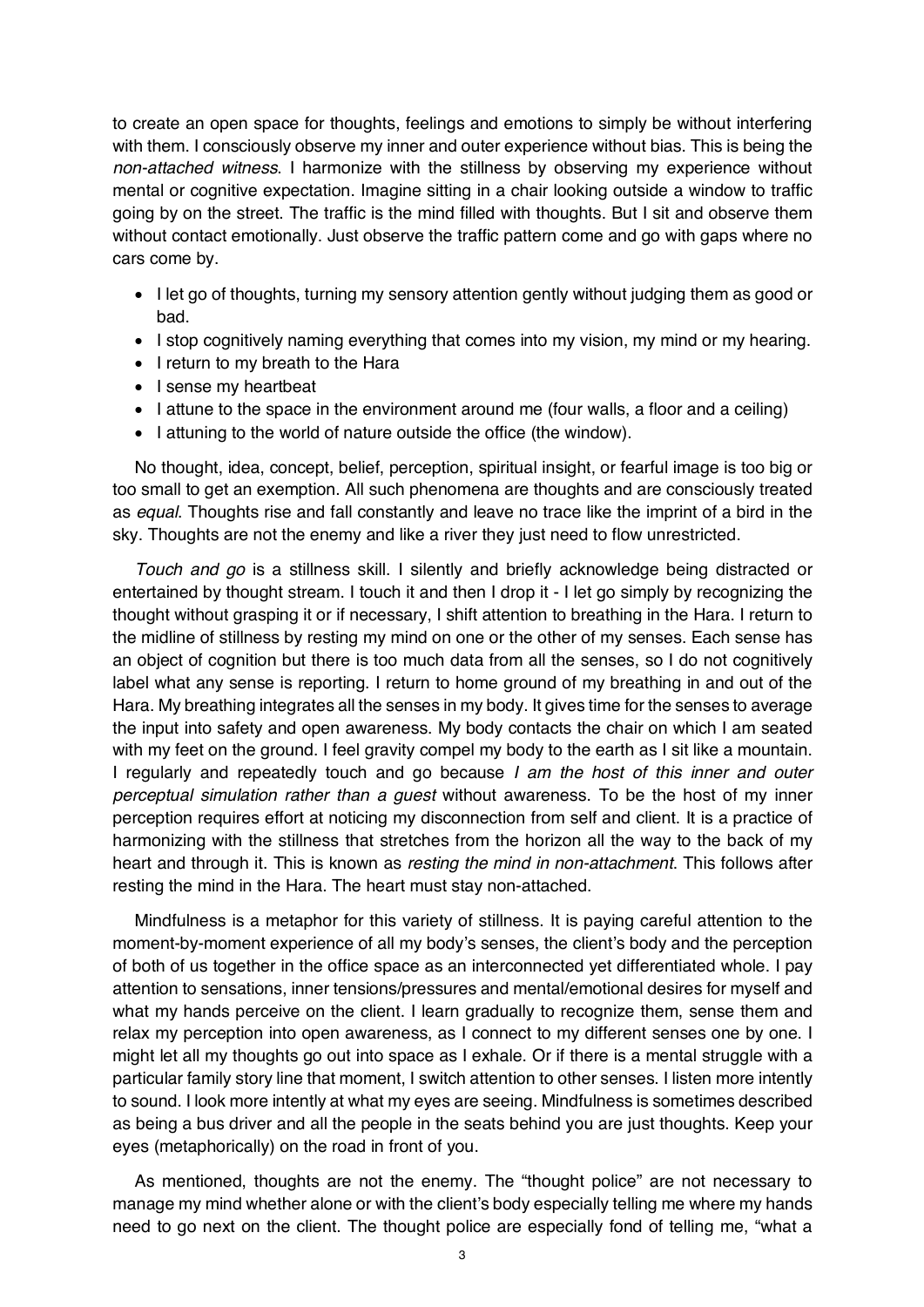to create an open space for thoughts, feelings and emotions to simply be without interfering with them. I consciously observe my inner and outer experience without bias. This is being the *non-attached witness*. I harmonize with the stillness by observing my experience without mental or cognitive expectation. Imagine sitting in a chair looking outside a window to traffic going by on the street. The traffic is the mind filled with thoughts. But I sit and observe them without contact emotionally. Just observe the traffic pattern come and go with gaps where no cars come by.

- I let go of thoughts, turning my sensory attention gently without judging them as good or bad.
- I stop cognitively naming everything that comes into my vision, my mind or my hearing.
- I return to my breath to the Hara
- I sense my heartbeat
- I attune to the space in the environment around me (four walls, a floor and a ceiling)
- I attuning to the world of nature outside the office (the window).

No thought, idea, concept, belief, perception, spiritual insight, or fearful image is too big or too small to get an exemption. All such phenomena are thoughts and are consciously treated as *equal*. Thoughts rise and fall constantly and leave no trace like the imprint of a bird in the sky. Thoughts are not the enemy and like a river they just need to flow unrestricted.

*Touch and go* is a stillness skill. I silently and briefly acknowledge being distracted or entertained by thought stream. I touch it and then I drop it - I let go simply by recognizing the thought without grasping it or if necessary, I shift attention to breathing in the Hara. I return to the midline of stillness by resting my mind on one or the other of my senses. Each sense has an object of cognition but there is too much data from all the senses, so I do not cognitively label what any sense is reporting. I return to home ground of my breathing in and out of the Hara. My breathing integrates all the senses in my body. It gives time for the senses to average the input into safety and open awareness. My body contacts the chair on which I am seated with my feet on the ground. I feel gravity compel my body to the earth as I sit like a mountain. I regularly and repeatedly touch and go because *I am the host of this inner and outer perceptual simulation rather than a guest* without awareness. To be the host of my inner perception requires effort at noticing my disconnection from self and client. It is a practice of harmonizing with the stillness that stretches from the horizon all the way to the back of my heart and through it. This is known as *resting the mind in non-attachment*. This follows after resting the mind in the Hara. The heart must stay non-attached.

Mindfulness is a metaphor for this variety of stillness. It is paying careful attention to the moment-by-moment experience of all my body's senses, the client's body and the perception of both of us together in the office space as an interconnected yet differentiated whole. I pay attention to sensations, inner tensions/pressures and mental/emotional desires for myself and what my hands perceive on the client. I learn gradually to recognize them, sense them and relax my perception into open awareness, as I connect to my different senses one by one. I might let all my thoughts go out into space as I exhale. Or if there is a mental struggle with a particular family story line that moment, I switch attention to other senses. I listen more intently to sound. I look more intently at what my eyes are seeing. Mindfulness is sometimes described as being a bus driver and all the people in the seats behind you are just thoughts. Keep your eyes (metaphorically) on the road in front of you.

As mentioned, thoughts are not the enemy. The "thought police" are not necessary to manage my mind whether alone or with the client's body especially telling me where my hands need to go next on the client. The thought police are especially fond of telling me, "what a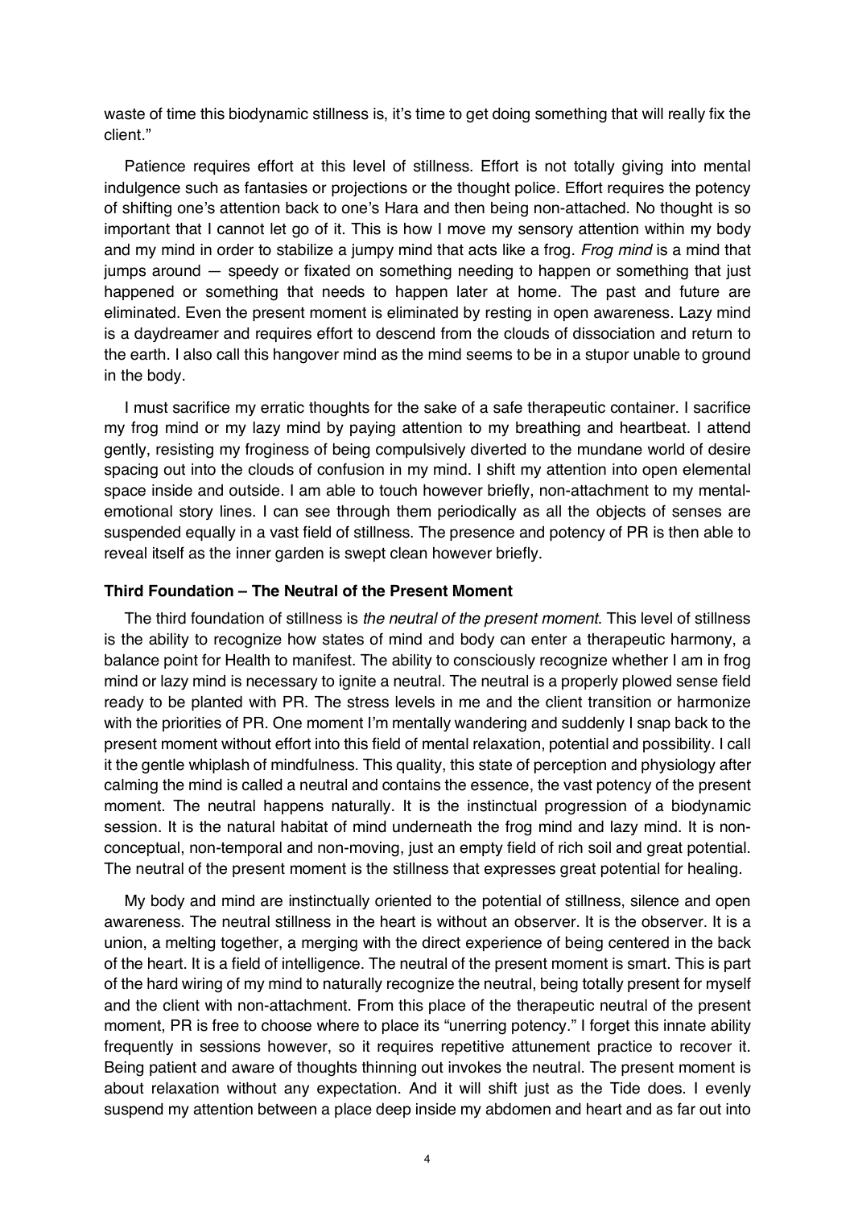waste of time this biodynamic stillness is, it's time to get doing something that will really fix the client."

Patience requires effort at this level of stillness. Effort is not totally giving into mental indulgence such as fantasies or projections or the thought police. Effort requires the potency of shifting one's attention back to one's Hara and then being non-attached. No thought is so important that I cannot let go of it. This is how I move my sensory attention within my body and my mind in order to stabilize a jumpy mind that acts like a frog. *Frog mind* is a mind that jumps around — speedy or fixated on something needing to happen or something that just happened or something that needs to happen later at home. The past and future are eliminated. Even the present moment is eliminated by resting in open awareness. Lazy mind is a daydreamer and requires effort to descend from the clouds of dissociation and return to the earth. I also call this hangover mind as the mind seems to be in a stupor unable to ground in the body.

I must sacrifice my erratic thoughts for the sake of a safe therapeutic container. I sacrifice my frog mind or my lazy mind by paying attention to my breathing and heartbeat. I attend gently, resisting my froginess of being compulsively diverted to the mundane world of desire spacing out into the clouds of confusion in my mind. I shift my attention into open elemental space inside and outside. I am able to touch however briefly, non-attachment to my mental-emotional story lines. I can see through them periodically as all the objects of senses are suspended equally in a vast field of stillness. The presence and potency of PR is then able to reveal itself as the inner garden is swept clean however briefly.

**Third Foundation – The Neutral of the Present Moment**

The third foundation of stillness is *the neutral of the present moment*. This level of stillness is the ability to recognize how states of mind and body can enter a therapeutic harmony, a balance point for Health to manifest. The ability to consciously recognize whether I am in frog mind or lazy mind is necessary to ignite a neutral. The neutral is a properly plowed sense field ready to be planted with PR. The stress levels in me and the client transition or harmonize with the priorities of PR. One moment I'm mentally wandering and suddenly I snap back to the present moment without effort into this field of mental relaxation, potential and possibility. I call it the gentle whiplash of mindfulness. This quality, this state of perception and physiology after calming the mind is called a neutral and contains the essence, the vast potency of the present moment. The neutral happens naturally. It is the instinctual progression of a biodynamic session. It is the natural habitat of mind underneath the frog mind and lazy mind. It is non-conceptual, non-temporal and non-moving, just an empty field of rich soil and great potential. The neutral of the present moment is the stillness that expresses great potential for healing.

My body and mind are instinctually oriented to the potential of stillness, silence and open awareness. The neutral stillness in the heart is without an observer. It is the observer. It is a union, a melting together, a merging with the direct experience of being centered in the back of the heart. It is a field of intelligence. The neutral of the present moment is smart. This is part of the hard wiring of my mind to naturally recognize the neutral, being totally present for myself and the client with non-attachment. From this place of the therapeutic neutral of the present moment, PR is free to choose where to place its "unerring potency." I forget this innate ability frequently in sessions however, so it requires repetitive attunement practice to recover it. Being patient and aware of thoughts thinning out invokes the neutral. The present moment is about relaxation without any expectation. And it will shift just as the Tide does. I evenly suspend my attention between a place deep inside my abdomen and heart and as far out into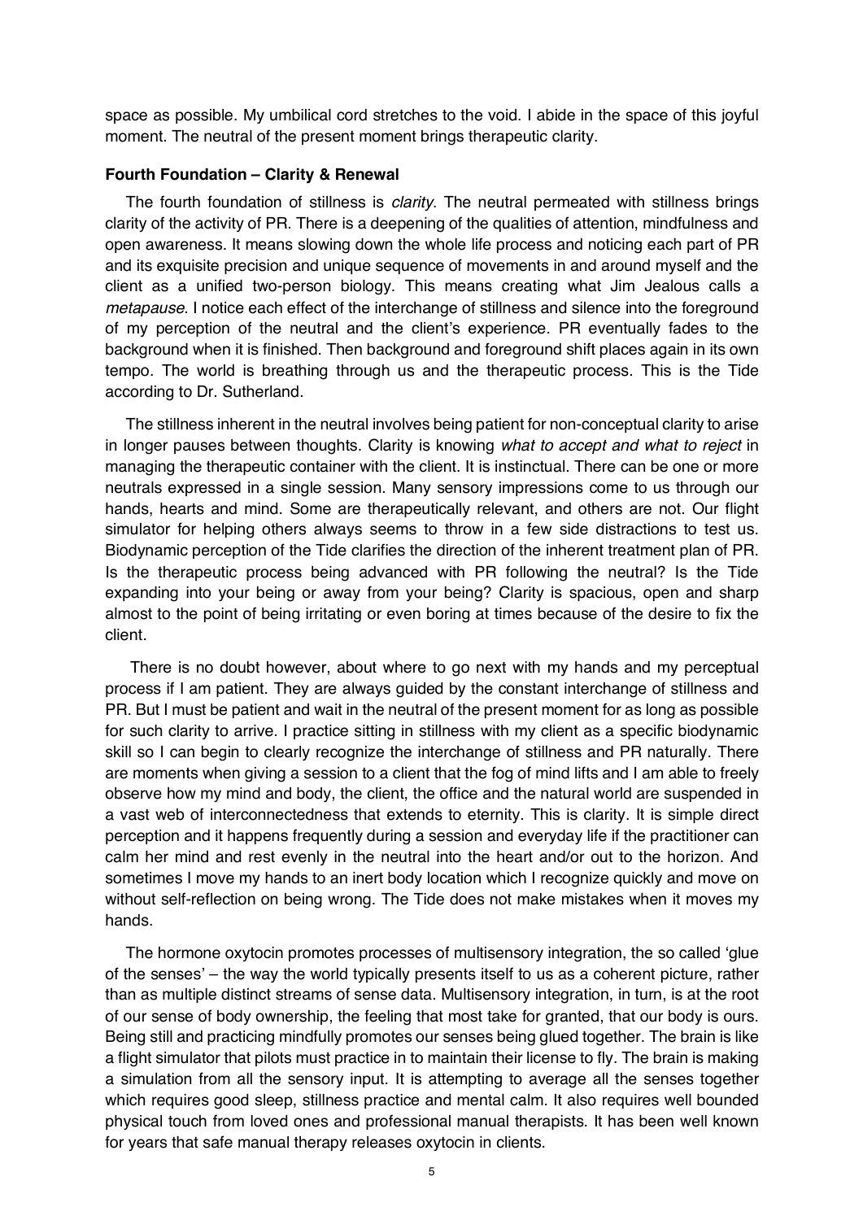space as possible. My umbilical cord stretches to the void. I abide in the space of this joyful moment. The neutral of the present moment brings therapeutic clarity.

**Fourth Foundation – Clarity & Renewal**

The fourth foundation of stillness is *clarity*. The neutral permeated with stillness brings clarity of the activity of PR. There is a deepening of the qualities of attention, mindfulness and open awareness. It means slowing down the whole life process and noticing each part of PR and its exquisite precision and unique sequence of movements in and around myself and the client as a unified two-person biology. This means creating what Jim Jealous calls a *metapause*. I notice each effect of the interchange of stillness and silence into the foreground of my perception of the neutral and the client's experience. PR eventually fades to the background when it is finished. Then background and foreground shift places again in its own tempo. The world is breathing through us and the therapeutic process. This is the Tide according to Dr. Sutherland.

The stillness inherent in the neutral involves being patient for non-conceptual clarity to arise in longer pauses between thoughts. Clarity is knowing *what to accept and what to reject* in managing the therapeutic container with the client. It is instinctual. There can be one or more neutrals expressed in a single session. Many sensory impressions come to us through our hands, hearts and mind. Some are therapeutically relevant, and others are not. Our flight simulator for helping others always seems to throw in a few side distractions to test us. Biodynamic perception of the Tide clarifies the direction of the inherent treatment plan of PR. Is the therapeutic process being advanced with PR following the neutral? Is the Tide expanding into your being or away from your being? Clarity is spacious, open and sharp almost to the point of being irritating or even boring at times because of the desire to fix the client.

There is no doubt however, about where to go next with my hands and my perceptual process if I am patient. They are always guided by the constant interchange of stillness and PR. But I must be patient and wait in the neutral of the present moment for as long as possible for such clarity to arrive. I practice sitting in stillness with my client as a specific biodynamic skill so I can begin to clearly recognize the interchange of stillness and PR naturally. There are moments when giving a session to a client that the fog of mind lifts and I am able to freely observe how my mind and body, the client, the office and the natural world are suspended in a vast web of interconnectedness that extends to eternity. This is clarity. It is simple direct perception and it happens frequently during a session and everyday life if the practitioner can calm her mind and rest evenly in the neutral into the heart and/or out to the horizon. And sometimes I move my hands to an inert body location which I recognize quickly and move on without self-reflection on being wrong. The Tide does not make mistakes when it moves my hands.

The hormone oxytocin promotes processes of multisensory integration, the so called 'glue of the senses' – the way the world typically presents itself to us as a coherent picture, rather than as multiple distinct streams of sense data. Multisensory integration, in turn, is at the root of our sense of body ownership, the feeling that most take for granted, that our body is ours. Being still and practicing mindfully promotes our senses being glued together. The brain is like a flight simulator that pilots must practice in to maintain their license to fly. The brain is making a simulation from all the sensory input. It is attempting to average all the senses together which requires good sleep, stillness practice and mental calm. It also requires well bounded physical touch from loved ones and professional manual therapists. It has been well known for years that safe manual therapy releases oxytocin in clients.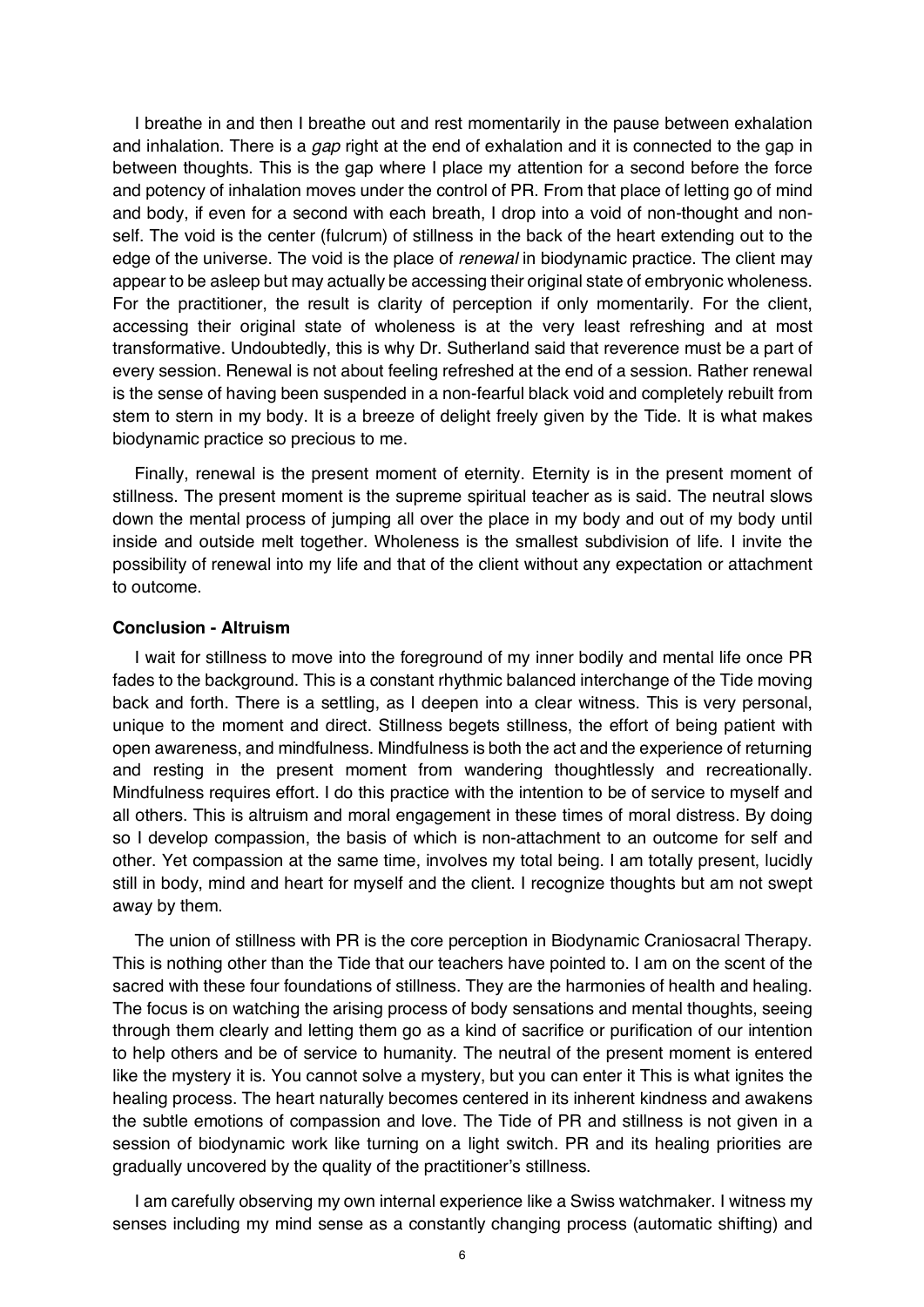I breathe in and then I breathe out and rest momentarily in the pause between exhalation and inhalation. There is a *gap* right at the end of exhalation and it is connected to the gap in between thoughts. This is the gap where I place my attention for a second before the force and potency of inhalation moves under the control of PR. From that place of letting go of mind and body, if even for a second with each breath, I drop into a void of non-thought and non-self. The void is the center (fulcrum) of stillness in the back of the heart extending out to the edge of the universe. The void is the place of *renewal* in biodynamic practice. The client may appear to be asleep but may actually be accessing their original state of embryonic wholeness. For the practitioner, the result is clarity of perception if only momentarily. For the client, accessing their original state of wholeness is at the very least refreshing and at most transformative. Undoubtedly, this is why Dr. Sutherland said that reverence must be a part of every session. Renewal is not about feeling refreshed at the end of a session. Rather renewal is the sense of having been suspended in a non-fearful black void and completely rebuilt from stem to stern in my body. It is a breeze of delight freely given by the Tide. It is what makes biodynamic practice so precious to me.

Finally, renewal is the present moment of eternity. Eternity is in the present moment of stillness. The present moment is the supreme spiritual teacher as is said. The neutral slows down the mental process of jumping all over the place in my body and out of my body until inside and outside melt together. Wholeness is the smallest subdivision of life. I invite the possibility of renewal into my life and that of the client without any expectation or attachment to outcome.

**Conclusion - Altruism**

I wait for stillness to move into the foreground of my inner bodily and mental life once PR fades to the background. This is a constant rhythmic balanced interchange of the Tide moving back and forth. There is a settling, as I deepen into a clear witness. This is very personal, unique to the moment and direct. Stillness begets stillness, the effort of being patient with open awareness, and mindfulness. Mindfulness is both the act and the experience of returning and resting in the present moment from wandering thoughtlessly and recreationally. Mindfulness requires effort. I do this practice with the intention to be of service to myself and all others. This is altruism and moral engagement in these times of moral distress. By doing so I develop compassion, the basis of which is non-attachment to an outcome for self and other. Yet compassion at the same time, involves my total being. I am totally present, lucidly still in body, mind and heart for myself and the client. I recognize thoughts but am not swept away by them.

The union of stillness with PR is the core perception in Biodynamic Craniosacral Therapy. This is nothing other than the Tide that our teachers have pointed to. I am on the scent of the sacred with these four foundations of stillness. They are the harmonies of health and healing. The focus is on watching the arising process of body sensations and mental thoughts, seeing through them clearly and letting them go as a kind of sacrifice or purification of our intention to help others and be of service to humanity. The neutral of the present moment is entered like the mystery it is. You cannot solve a mystery, but you can enter it This is what ignites the healing process. The heart naturally becomes centered in its inherent kindness and awakens the subtle emotions of compassion and love. The Tide of PR and stillness is not given in a session of biodynamic work like turning on a light switch. PR and its healing priorities are gradually uncovered by the quality of the practitioner's stillness.

I am carefully observing my own internal experience like a Swiss watchmaker. I witness my senses including my mind sense as a constantly changing process (automatic shifting) and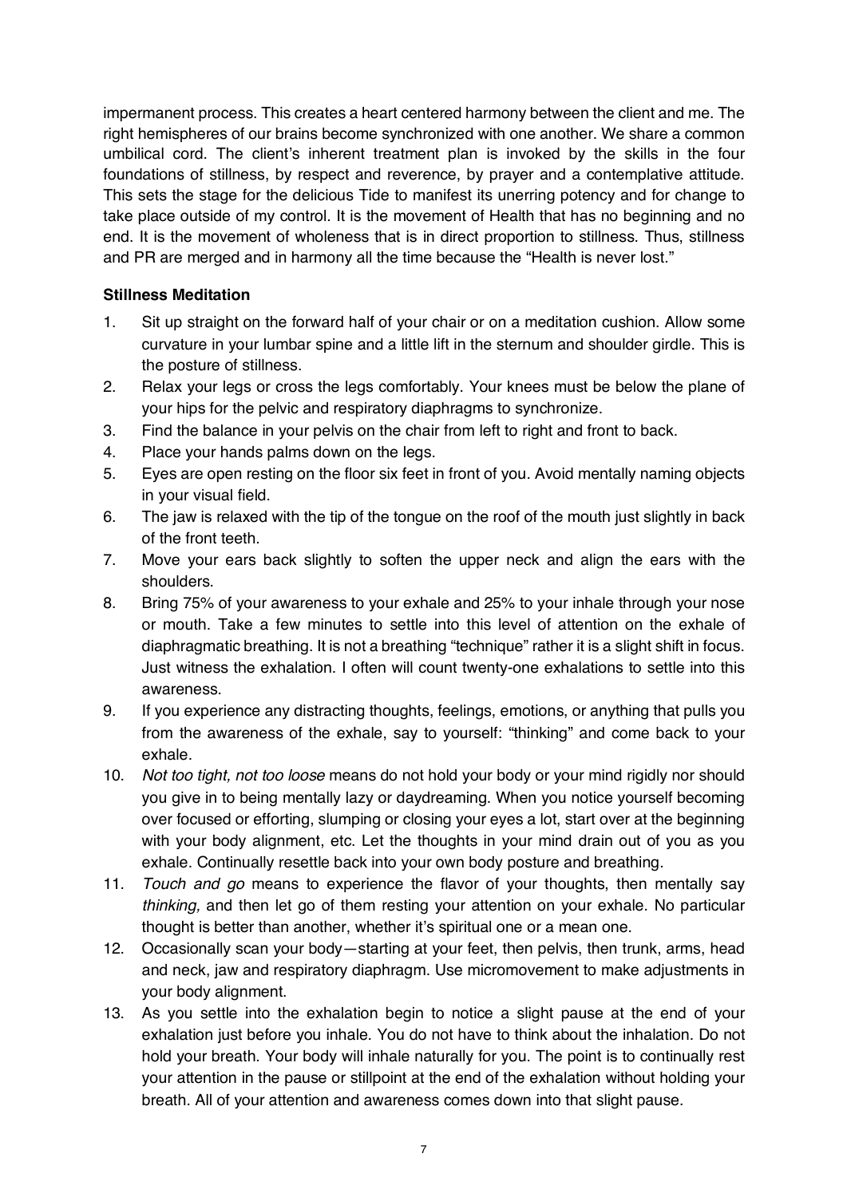impermanent process. This creates a heart centered harmony between the client and me. The right hemispheres of our brains become synchronized with one another. We share a common umbilical cord. The client's inherent treatment plan is invoked by the skills in the four foundations of stillness, by respect and reverence, by prayer and a contemplative attitude. This sets the stage for the delicious Tide to manifest its unerring potency and for change to take place outside of my control. It is the movement of Health that has no beginning and no end. It is the movement of wholeness that is in direct proportion to stillness. Thus, stillness and PR are merged and in harmony all the time because the "Health is never lost."

**Stillness Meditation**

1. Sit up straight on the forward half of your chair or on a meditation cushion. Allow some curvature in your lumbar spine and a little lift in the sternum and shoulder girdle. This is the posture of stillness.
2. Relax your legs or cross the legs comfortably. Your knees must be below the plane of your hips for the pelvic and respiratory diaphragms to synchronize.
3. Find the balance in your pelvis on the chair from left to right and front to back.
4. Place your hands palms down on the legs.
5. Eyes are open resting on the floor six feet in front of you. Avoid mentally naming objects in your visual field.
6. The jaw is relaxed with the tip of the tongue on the roof of the mouth just slightly in back of the front teeth.
7. Move your ears back slightly to soften the upper neck and align the ears with the shoulders.
8. Bring 75% of your awareness to your exhale and 25% to your inhale through your nose or mouth. Take a few minutes to settle into this level of attention on the exhale of diaphragmatic breathing. It is not a breathing "technique" rather it is a slight shift in focus. Just witness the exhalation. I often will count twenty-one exhalations to settle into this awareness.
9. If you experience any distracting thoughts, feelings, emotions, or anything that pulls you from the awareness of the exhale, say to yourself: "thinking" and come back to your exhale.
10. *Not too tight, not too loose* means do not hold your body or your mind rigidly nor should you give in to being mentally lazy or daydreaming. When you notice yourself becoming over focused or efforting, slumping or closing your eyes a lot, start over at the beginning with your body alignment, etc. Let the thoughts in your mind drain out of you as you exhale. Continually resettle back into your own body posture and breathing.
11. *Touch and go* means to experience the flavor of your thoughts, then mentally say *thinking,* and then let go of them resting your attention on your exhale. No particular thought is better than another, whether it's spiritual one or a mean one.
12. Occasionally scan your body—starting at your feet, then pelvis, then trunk, arms, head and neck, jaw and respiratory diaphragm. Use micromovement to make adjustments in your body alignment.
13. As you settle into the exhalation begin to notice a slight pause at the end of your exhalation just before you inhale. You do not have to think about the inhalation. Do not hold your breath. Your body will inhale naturally for you. The point is to continually rest your attention in the pause or stillpoint at the end of the exhalation without holding your breath. All of your attention and awareness comes down into that slight pause.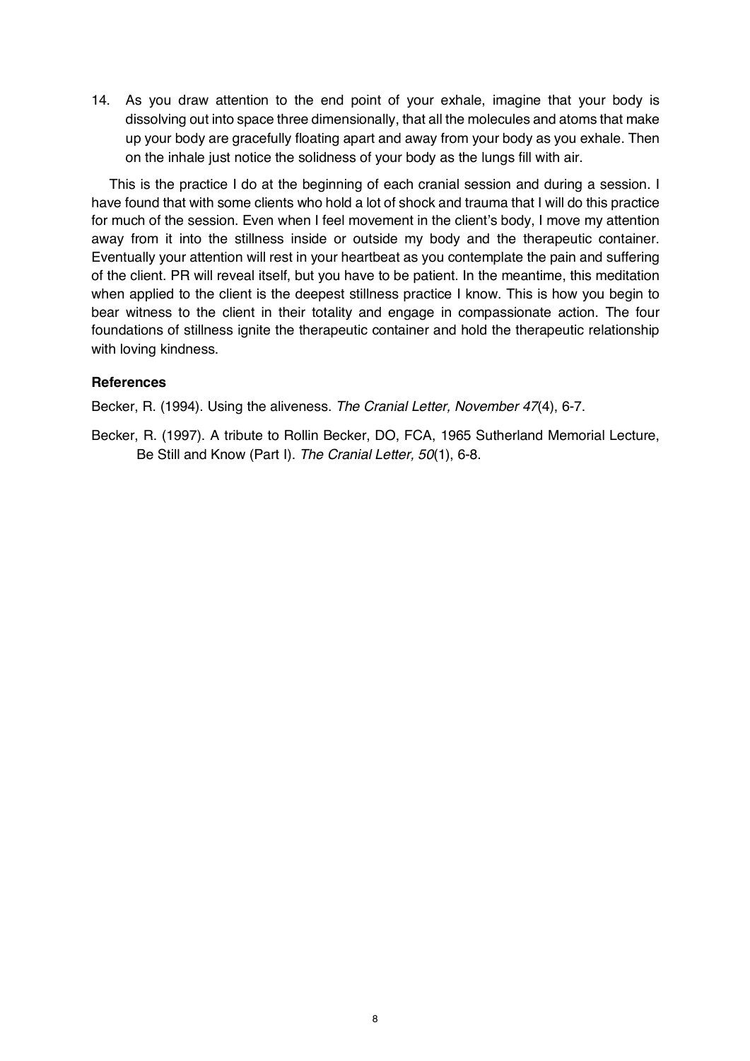14. As you draw attention to the end point of your exhale, imagine that your body is dissolving out into space three dimensionally, that all the molecules and atoms that make up your body are gracefully floating apart and away from your body as you exhale. Then on the inhale just notice the solidness of your body as the lungs fill with air.

This is the practice I do at the beginning of each cranial session and during a session. I have found that with some clients who hold a lot of shock and trauma that I will do this practice for much of the session. Even when I feel movement in the client's body, I move my attention away from it into the stillness inside or outside my body and the therapeutic container. Eventually your attention will rest in your heartbeat as you contemplate the pain and suffering of the client. PR will reveal itself, but you have to be patient. In the meantime, this meditation when applied to the client is the deepest stillness practice I know. This is how you begin to bear witness to the client in their totality and engage in compassionate action. The four foundations of stillness ignite the therapeutic container and hold the therapeutic relationship with loving kindness.

**References**

Becker, R. (1994). Using the aliveness. *The Cranial Letter, November 47*(4), 6-7.

Becker, R. (1997). A tribute to Rollin Becker, DO, FCA, 1965 Sutherland Memorial Lecture, Be Still and Know (Part I). *The Cranial Letter, 50*(1), 6-8.